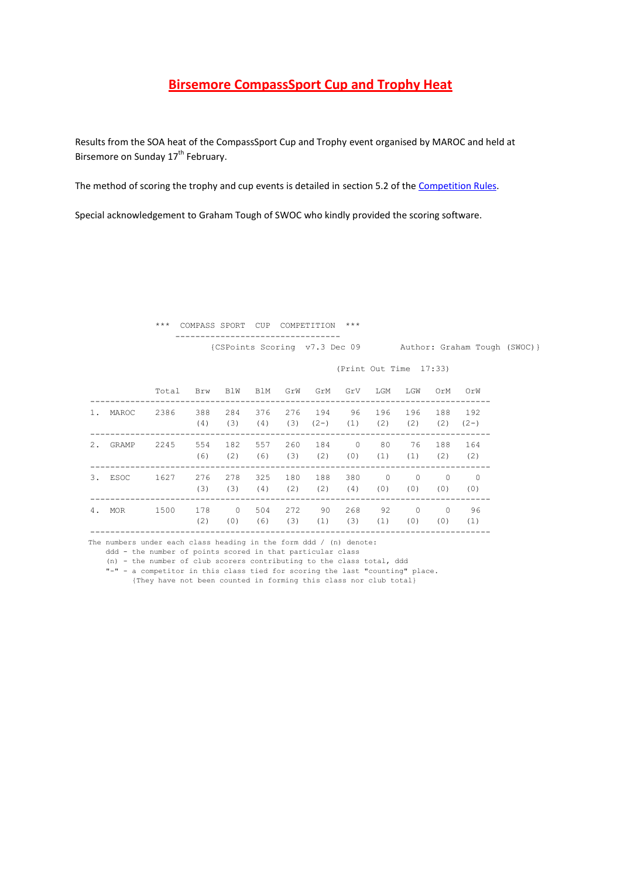# Birsemore CompassSport Cup and Trophy Heat

Results from the SOA heat of the CompassSport Cup and Trophy event organised by MAROC and held at Birsemore on Sunday 17th February.

The method of scoring the trophy and cup events is detailed in section 5.2 of the Competition Rules.

Special acknowledgement to Graham Tough of SWOC who kindly provided the scoring software.

```
*** COMPASS SPORT CUP COMPETITION ***
---------------------------------
{CSPoints Scoring v7.3 Dec 09        Author: Graham Tough (SWOC)}

(Print Out Time 17:33)
```

| | | Total | Brw | BlW | BlM | GrW | GrM | GrV | LGM | LGW | OrM | OrW |
|---|---|---|---|---|---|---|---|---|---|---|---|---|
| 1. | MAROC | 2386 | 388 (4) | 284 (3) | 376 (4) | 276 (3) | 194 (2-) | 96 (1) | 196 (2) | 196 (2) | 188 (2) | 192 (2-) |
| 2. | GRAMP | 2245 | 554 (6) | 182 (2) | 557 (6) | 260 (3) | 184 (2) | 0 (0) | 80 (1) | 76 (1) | 188 (2) | 164 (2) |
| 3. | ESOC | 1627 | 276 (3) | 278 (3) | 325 (4) | 180 (2) | 188 (2) | 380 (4) | 0 (0) | 0 (0) | 0 (0) | 0 (0) |
| 4. | MOR | 1500 | 178 (2) | 0 (0) | 504 (6) | 272 (3) | 90 (1) | 268 (3) | 92 (1) | 0 (0) | 0 (0) | 96 (1) |

```
The numbers under each class heading in the form ddd / (n) denote:
    ddd - the number of points scored in that particular class
    (n) - the number of club scorers contributing to the class total, ddd
    "-" - a competitor in this class tied for scoring the last "counting" place.
          (They have not been counted in forming this class nor club total)
```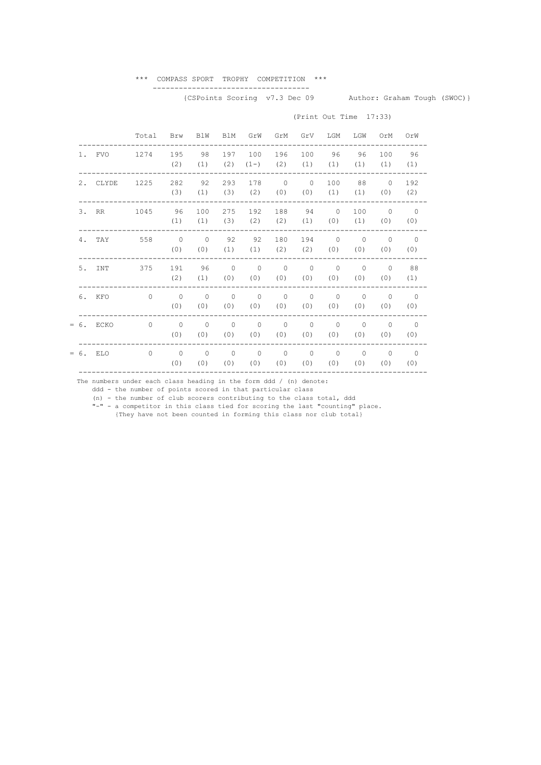# *** COMPASS SPORT TROPHY COMPETITION ***

{CSPoints Scoring v7.3 Dec 09 Author: Graham Tough (SWOC)}

(Print Out Time 17:33)

| | | Total | Brw | BlW | BlM | GrW | GrM | GrV | LGM | LGW | OrM | OrW |
|---|---|---|---|---|---|---|---|---|---|---|---|---|
| 1. | FVO | 1274 | 195 (2) | 98 (1) | 197 (2) | 100 (1-) | 196 (2) | 100 (1) | 96 (1) | 96 (1) | 100 (1) | 96 (1) |
| 2. | CLYDE | 1225 | 282 (3) | 92 (1) | 293 (3) | 178 (2) | 0 (0) | 0 (0) | 100 (1) | 88 (1) | 0 (0) | 192 (2) |
| 3. | RR | 1045 | 96 (1) | 100 (1) | 275 (3) | 192 (2) | 188 (2) | 94 (1) | 0 (0) | 100 (1) | 0 (0) | 0 (0) |
| 4. | TAY | 558 | 0 (0) | 0 (0) | 92 (1) | 92 (1) | 180 (2) | 194 (2) | 0 (0) | 0 (0) | 0 (0) | 0 (0) |
| 5. | INT | 375 | 191 (2) | 96 (1) | 0 (0) | 0 (0) | 0 (0) | 0 (0) | 0 (0) | 0 (0) | 0 (0) | 88 (1) |
| 6. | KFO | 0 | 0 (0) | 0 (0) | 0 (0) | 0 (0) | 0 (0) | 0 (0) | 0 (0) | 0 (0) | 0 (0) | 0 (0) |
| = 6. | ECKO | 0 | 0 (0) | 0 (0) | 0 (0) | 0 (0) | 0 (0) | 0 (0) | 0 (0) | 0 (0) | 0 (0) | 0 (0) |
| = 6. | ELO | 0 | 0 (0) | 0 (0) | 0 (0) | 0 (0) | 0 (0) | 0 (0) | 0 (0) | 0 (0) | 0 (0) | 0 (0) |

The numbers under each class heading in the form ddd / (n) denote:

- ddd - the number of points scored in that particular class
- (n) - the number of club scorers contributing to the class total, ddd
- "-" - a competitor in this class tied for scoring the last "counting" place.
  {They have not been counted in forming this class nor club total}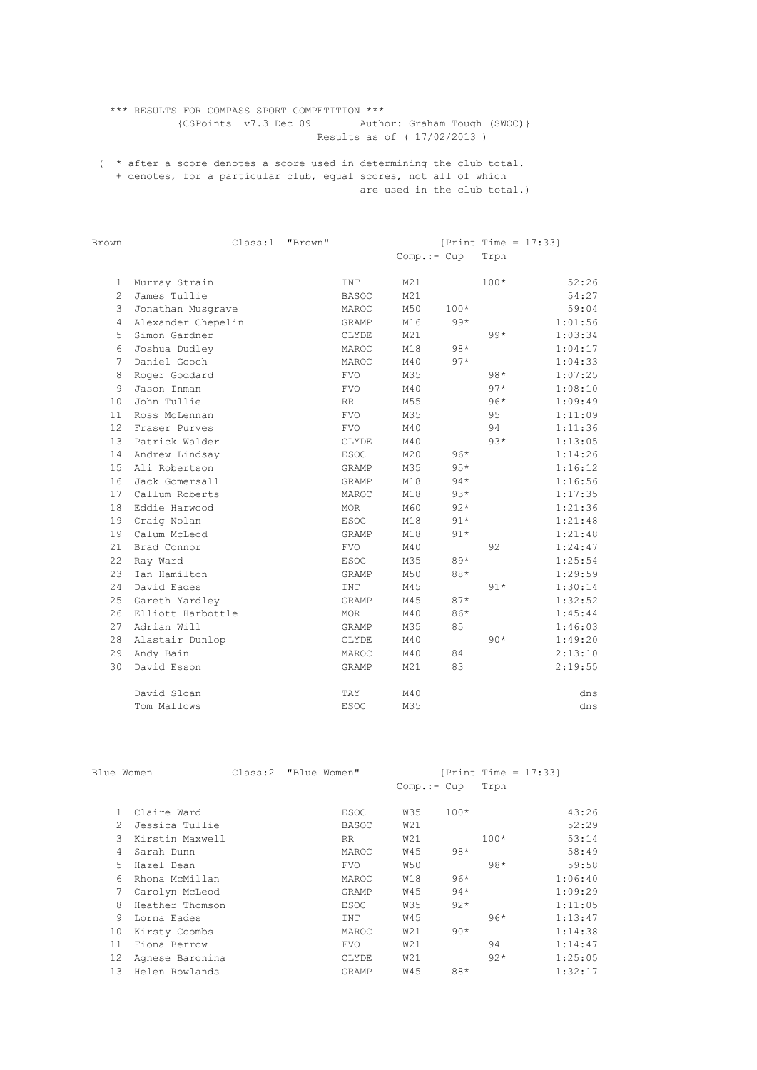\*\*\* RESULTS FOR COMPASS SPORT COMPETITION \*\*\*

{CSPoints v7.3 Dec 09 Author: Graham Tough (SWOC)}

Results as of ( 17/02/2013 )

( * after a score denotes a score used in determining the club total.
+ denotes, for a particular club, equal scores, not all of which are used in the club total.)

## Brown — Class:1 "Brown" {Print Time = 17:33}

| | Name | Club | Comp. | Cup | Trph | Time |
|---|---|---|---|---|---|---|
| 1 | Murray Strain | INT | M21 | | 100* | 52:26 |
| 2 | James Tullie | BASOC | M21 | | | 54:27 |
| 3 | Jonathan Musgrave | MAROC | M50 | 100* | | 59:04 |
| 4 | Alexander Chepelin | GRAMP | M16 | 99* | | 1:01:56 |
| 5 | Simon Gardner | CLYDE | M21 | | 99* | 1:03:34 |
| 6 | Joshua Dudley | MAROC | M18 | 98* | | 1:04:17 |
| 7 | Daniel Gooch | MAROC | M40 | 97* | | 1:04:33 |
| 8 | Roger Goddard | FVO | M35 | | 98* | 1:07:25 |
| 9 | Jason Inman | FVO | M40 | | 97* | 1:08:10 |
| 10 | John Tullie | RR | M55 | | 96* | 1:09:49 |
| 11 | Ross McLennan | FVO | M35 | | 95 | 1:11:09 |
| 12 | Fraser Purves | FVO | M40 | | 94 | 1:11:36 |
| 13 | Patrick Walder | CLYDE | M40 | | 93* | 1:13:05 |
| 14 | Andrew Lindsay | ESOC | M20 | 96* | | 1:14:26 |
| 15 | Ali Robertson | GRAMP | M35 | 95* | | 1:16:12 |
| 16 | Jack Gomersall | GRAMP | M18 | 94* | | 1:16:56 |
| 17 | Callum Roberts | MAROC | M18 | 93* | | 1:17:35 |
| 18 | Eddie Harwood | MOR | M60 | 92* | | 1:21:36 |
| 19 | Craig Nolan | ESOC | M18 | 91* | | 1:21:48 |
| 19 | Calum McLeod | GRAMP | M18 | 91* | | 1:21:48 |
| 21 | Brad Connor | FVO | M40 | | 92 | 1:24:47 |
| 22 | Ray Ward | ESOC | M35 | 89* | | 1:25:54 |
| 23 | Ian Hamilton | GRAMP | M50 | 88* | | 1:29:59 |
| 24 | David Eades | INT | M45 | | 91* | 1:30:14 |
| 25 | Gareth Yardley | GRAMP | M45 | 87* | | 1:32:52 |
| 26 | Elliott Harbottle | MOR | M40 | 86* | | 1:45:44 |
| 27 | Adrian Will | GRAMP | M35 | 85 | | 1:46:03 |
| 28 | Alastair Dunlop | CLYDE | M40 | | 90* | 1:49:20 |
| 29 | Andy Bain | MAROC | M40 | 84 | | 2:13:10 |
| 30 | David Esson | GRAMP | M21 | 83 | | 2:19:55 |
| | David Sloan | TAY | M40 | | | dns |
| | Tom Mallows | ESOC | M35 | | | dns |

## Blue Women — Class:2 "Blue Women" {Print Time = 17:33}

| | Name | Club | Comp. | Cup | Trph | Time |
|---|---|---|---|---|---|---|
| 1 | Claire Ward | ESOC | W35 | 100* | | 43:26 |
| 2 | Jessica Tullie | BASOC | W21 | | | 52:29 |
| 3 | Kirstin Maxwell | RR | W21 | | 100* | 53:14 |
| 4 | Sarah Dunn | MAROC | W45 | 98* | | 58:49 |
| 5 | Hazel Dean | FVO | W50 | | 98* | 59:58 |
| 6 | Rhona McMillan | MAROC | W18 | 96* | | 1:06:40 |
| 7 | Carolyn McLeod | GRAMP | W45 | 94* | | 1:09:29 |
| 8 | Heather Thomson | ESOC | W35 | 92* | | 1:11:05 |
| 9 | Lorna Eades | INT | W45 | | 96* | 1:13:47 |
| 10 | Kirsty Coombs | MAROC | W21 | 90* | | 1:14:38 |
| 11 | Fiona Berrow | FVO | W21 | | 94 | 1:14:47 |
| 12 | Agnese Baronina | CLYDE | W21 | | 92* | 1:25:05 |
| 13 | Helen Rowlands | GRAMP | W45 | 88* | | 1:32:17 |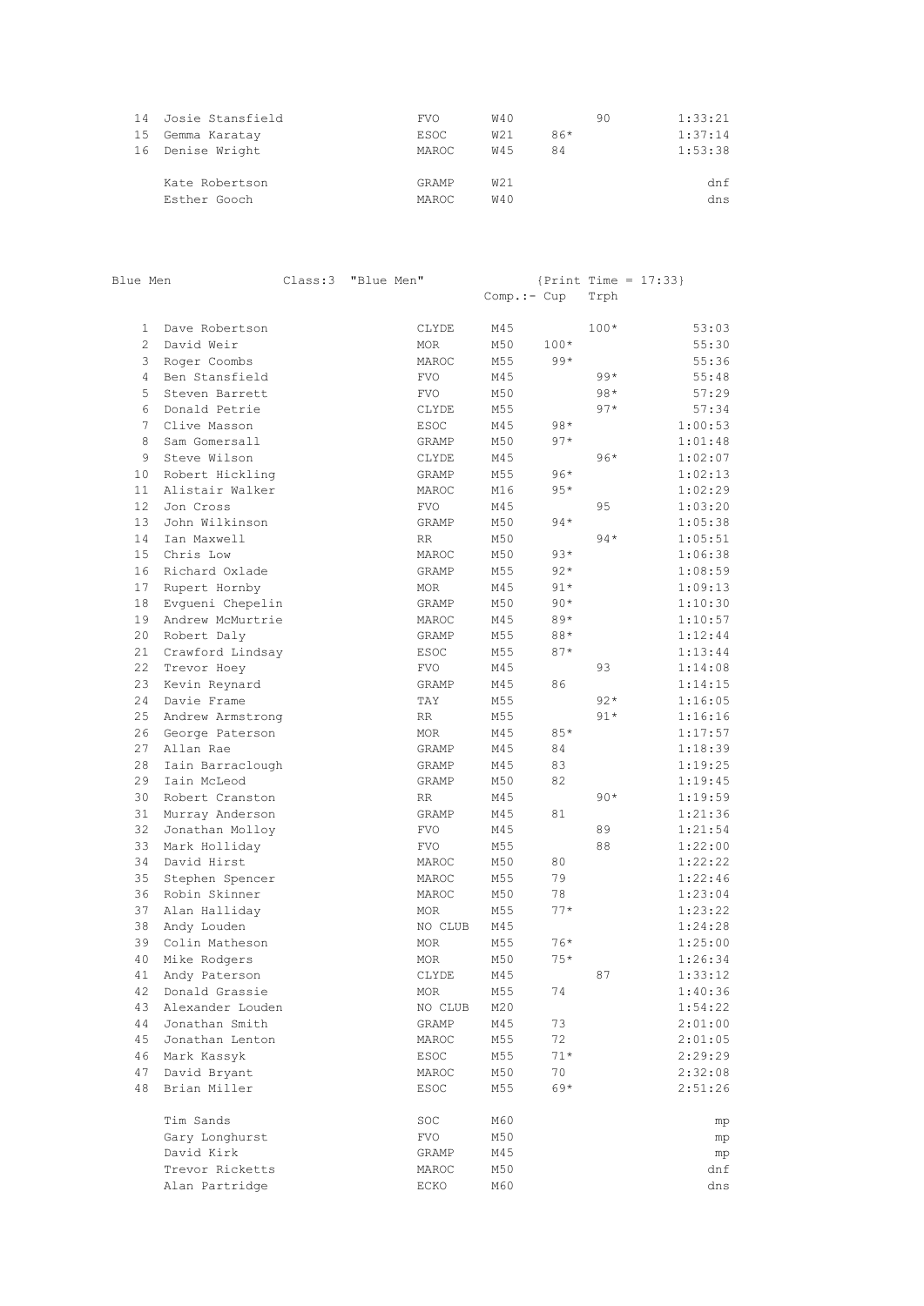| | | | | | | |
|---|---|---|---|---|---|---|
| 14 | Josie Stansfield | FVO | W40 | | 90 | 1:33:21 |
| 15 | Gemma Karatay | ESOC | W21 | 86* | | 1:37:14 |
| 16 | Denise Wright | MAROC | W45 | 84 | | 1:53:38 |
| | Kate Robertson | GRAMP | W21 | | | dnf |
| | Esther Gooch | MAROC | W40 | | | dns |

Blue Men    Class:3 "Blue Men"    {Print Time = 17:33}

| | | | | Comp.:- Cup | Trph | |
|---|---|---|---|---|---|---|
| 1 | Dave Robertson | CLYDE | M45 | | 100* | 53:03 |
| 2 | David Weir | MOR | M50 | 100* | | 55:30 |
| 3 | Roger Coombs | MAROC | M55 | 99* | | 55:36 |
| 4 | Ben Stansfield | FVO | M45 | | 99* | 55:48 |
| 5 | Steven Barrett | FVO | M50 | | 98* | 57:29 |
| 6 | Donald Petrie | CLYDE | M55 | | 97* | 57:34 |
| 7 | Clive Masson | ESOC | M45 | 98* | | 1:00:53 |
| 8 | Sam Gomersall | GRAMP | M50 | 97* | | 1:01:48 |
| 9 | Steve Wilson | CLYDE | M45 | | 96* | 1:02:07 |
| 10 | Robert Hickling | GRAMP | M55 | 96* | | 1:02:13 |
| 11 | Alistair Walker | MAROC | M16 | 95* | | 1:02:29 |
| 12 | Jon Cross | FVO | M45 | | 95 | 1:03:20 |
| 13 | John Wilkinson | GRAMP | M50 | 94* | | 1:05:38 |
| 14 | Ian Maxwell | RR | M50 | | 94* | 1:05:51 |
| 15 | Chris Low | MAROC | M50 | 93* | | 1:06:38 |
| 16 | Richard Oxlade | GRAMP | M55 | 92* | | 1:08:59 |
| 17 | Rupert Hornby | MOR | M45 | 91* | | 1:09:13 |
| 18 | Evgueni Chepelin | GRAMP | M50 | 90* | | 1:10:30 |
| 19 | Andrew McMurtrie | MAROC | M45 | 89* | | 1:10:57 |
| 20 | Robert Daly | GRAMP | M55 | 88* | | 1:12:44 |
| 21 | Crawford Lindsay | ESOC | M55 | 87* | | 1:13:44 |
| 22 | Trevor Hoey | FVO | M45 | | 93 | 1:14:08 |
| 23 | Kevin Reynard | GRAMP | M45 | 86 | | 1:14:15 |
| 24 | Davie Frame | TAY | M55 | | 92* | 1:16:05 |
| 25 | Andrew Armstrong | RR | M55 | | 91* | 1:16:16 |
| 26 | George Paterson | MOR | M45 | 85* | | 1:17:57 |
| 27 | Allan Rae | GRAMP | M45 | 84 | | 1:18:39 |
| 28 | Iain Barraclough | GRAMP | M45 | 83 | | 1:19:25 |
| 29 | Iain McLeod | GRAMP | M50 | 82 | | 1:19:45 |
| 30 | Robert Cranston | RR | M45 | | 90* | 1:19:59 |
| 31 | Murray Anderson | GRAMP | M45 | 81 | | 1:21:36 |
| 32 | Jonathan Molloy | FVO | M45 | | 89 | 1:21:54 |
| 33 | Mark Holliday | FVO | M55 | | 88 | 1:22:00 |
| 34 | David Hirst | MAROC | M50 | 80 | | 1:22:22 |
| 35 | Stephen Spencer | MAROC | M55 | 79 | | 1:22:46 |
| 36 | Robin Skinner | MAROC | M50 | 78 | | 1:23:04 |
| 37 | Alan Halliday | MOR | M55 | 77* | | 1:23:22 |
| 38 | Andy Louden | NO CLUB | M45 | | | 1:24:28 |
| 39 | Colin Matheson | MOR | M55 | 76* | | 1:25:00 |
| 40 | Mike Rodgers | MOR | M50 | 75* | | 1:26:34 |
| 41 | Andy Paterson | CLYDE | M45 | | 87 | 1:33:12 |
| 42 | Donald Grassie | MOR | M55 | 74 | | 1:40:36 |
| 43 | Alexander Louden | NO CLUB | M20 | | | 1:54:22 |
| 44 | Jonathan Smith | GRAMP | M45 | 73 | | 2:01:00 |
| 45 | Jonathan Lenton | MAROC | M55 | 72 | | 2:01:05 |
| 46 | Mark Kassyk | ESOC | M55 | 71* | | 2:29:29 |
| 47 | David Bryant | MAROC | M50 | 70 | | 2:32:08 |
| 48 | Brian Miller | ESOC | M55 | 69* | | 2:51:26 |
| | Tim Sands | SOC | M60 | | | mp |
| | Gary Longhurst | FVO | M50 | | | mp |
| | David Kirk | GRAMP | M45 | | | mp |
| | Trevor Ricketts | MAROC | M50 | | | dnf |
| | Alan Partridge | ECKO | M60 | | | dns |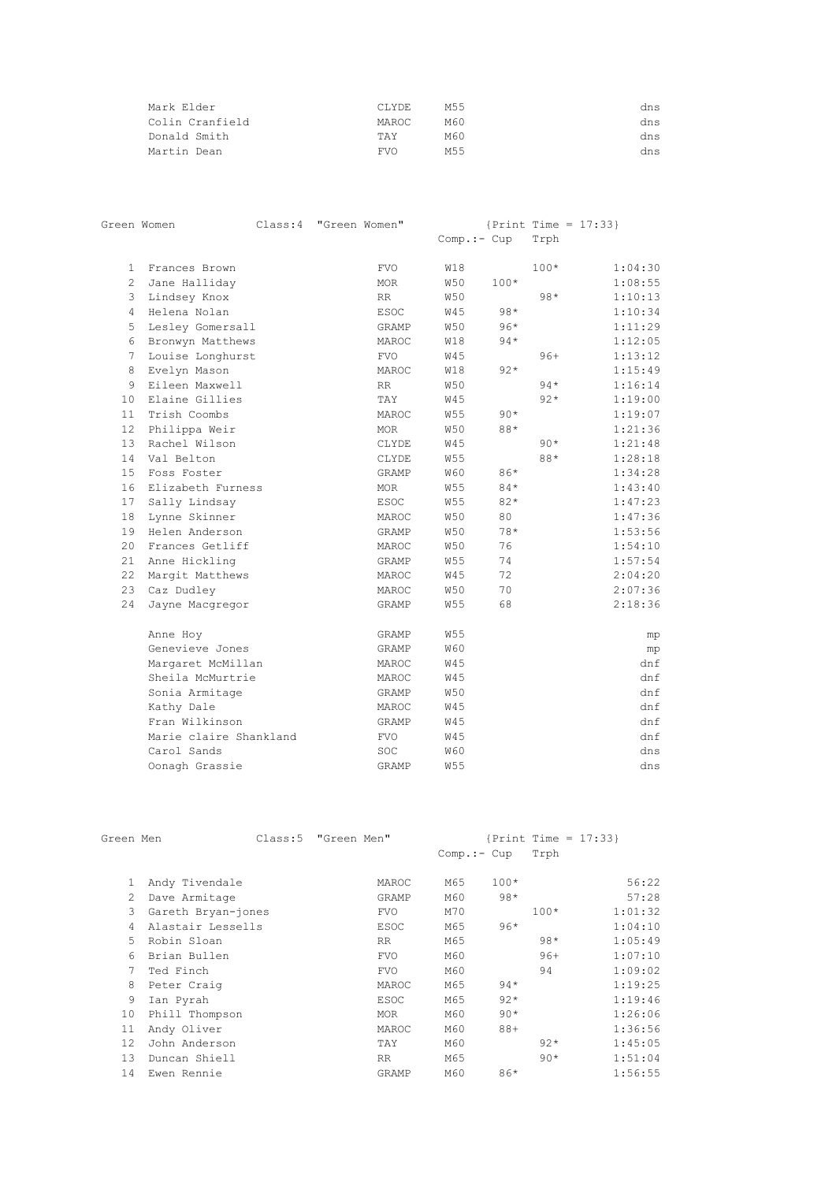| | Name | Club | Class | Cup | Trph | Time |
|---|---|---|---|---|---|---|
| | Mark Elder | CLYDE | M55 | | | dns |
| | Colin Cranfield | MAROC | M60 | | | dns |
| | Donald Smith | TAY | M60 | | | dns |
| | Martin Dean | FVO | M55 | | | dns |

## Green Women

Class:4 "Green Women" {Print Time = 17:33}

| | Name | Club | Class | Comp.:- Cup | Trph | Time |
|---|---|---|---|---|---|---|
| 1 | Frances Brown | FVO | W18 | | 100* | 1:04:30 |
| 2 | Jane Halliday | MOR | W50 | 100* | | 1:08:55 |
| 3 | Lindsey Knox | RR | W50 | | 98* | 1:10:13 |
| 4 | Helena Nolan | ESOC | W45 | 98* | | 1:10:34 |
| 5 | Lesley Gomersall | GRAMP | W50 | 96* | | 1:11:29 |
| 6 | Bronwyn Matthews | MAROC | W18 | 94* | | 1:12:05 |
| 7 | Louise Longhurst | FVO | W45 | | 96+ | 1:13:12 |
| 8 | Evelyn Mason | MAROC | W18 | 92* | | 1:15:49 |
| 9 | Eileen Maxwell | RR | W50 | | 94* | 1:16:14 |
| 10 | Elaine Gillies | TAY | W45 | | 92* | 1:19:00 |
| 11 | Trish Coombs | MAROC | W55 | 90* | | 1:19:07 |
| 12 | Philippa Weir | MOR | W50 | 88* | | 1:21:36 |
| 13 | Rachel Wilson | CLYDE | W45 | | 90* | 1:21:48 |
| 14 | Val Belton | CLYDE | W55 | | 88* | 1:28:18 |
| 15 | Foss Foster | GRAMP | W60 | 86* | | 1:34:28 |
| 16 | Elizabeth Furness | MOR | W55 | 84* | | 1:43:40 |
| 17 | Sally Lindsay | ESOC | W55 | 82* | | 1:47:23 |
| 18 | Lynne Skinner | MAROC | W50 | 80 | | 1:47:36 |
| 19 | Helen Anderson | GRAMP | W50 | 78* | | 1:53:56 |
| 20 | Frances Getliff | MAROC | W50 | 76 | | 1:54:10 |
| 21 | Anne Hickling | GRAMP | W55 | 74 | | 1:57:54 |
| 22 | Margit Matthews | MAROC | W45 | 72 | | 2:04:20 |
| 23 | Caz Dudley | MAROC | W50 | 70 | | 2:07:36 |
| 24 | Jayne Macgregor | GRAMP | W55 | 68 | | 2:18:36 |
| | Anne Hoy | GRAMP | W55 | | | mp |
| | Genevieve Jones | GRAMP | W60 | | | mp |
| | Margaret McMillan | MAROC | W45 | | | dnf |
| | Sheila McMurtrie | MAROC | W45 | | | dnf |
| | Sonia Armitage | GRAMP | W50 | | | dnf |
| | Kathy Dale | MAROC | W45 | | | dnf |
| | Fran Wilkinson | GRAMP | W45 | | | dnf |
| | Marie claire Shankland | FVO | W45 | | | dnf |
| | Carol Sands | SOC | W60 | | | dns |
| | Oonagh Grassie | GRAMP | W55 | | | dns |

## Green Men

Class:5 "Green Men" {Print Time = 17:33}

| | Name | Club | Class | Comp.:- Cup | Trph | Time |
|---|---|---|---|---|---|---|
| 1 | Andy Tivendale | MAROC | M65 | 100* | | 56:22 |
| 2 | Dave Armitage | GRAMP | M60 | 98* | | 57:28 |
| 3 | Gareth Bryan-jones | FVO | M70 | | 100* | 1:01:32 |
| 4 | Alastair Lessells | ESOC | M65 | 96* | | 1:04:10 |
| 5 | Robin Sloan | RR | M65 | | 98* | 1:05:49 |
| 6 | Brian Bullen | FVO | M60 | | 96+ | 1:07:10 |
| 7 | Ted Finch | FVO | M60 | | 94 | 1:09:02 |
| 8 | Peter Craig | MAROC | M65 | 94* | | 1:19:25 |
| 9 | Ian Pyrah | ESOC | M65 | 92* | | 1:19:46 |
| 10 | Phill Thompson | MOR | M60 | 90* | | 1:26:06 |
| 11 | Andy Oliver | MAROC | M60 | 88+ | | 1:36:56 |
| 12 | John Anderson | TAY | M60 | | 92* | 1:45:05 |
| 13 | Duncan Shiell | RR | M65 | | 90* | 1:51:04 |
| 14 | Ewen Rennie | GRAMP | M60 | 86* | | 1:56:55 |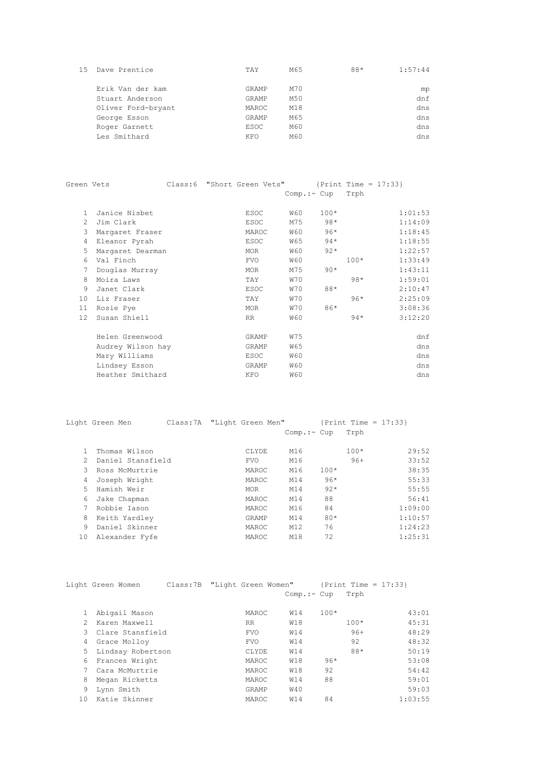| Pos | Name | Club | Class | Cup | Trph | Time |
|---|---|---|---|---|---|---|
| 15 | Dave Prentice | TAY | M65 | 88* | | 1:57:44 |
| | Erik Van der kam | GRAMP | M70 | | | mp |
| | Stuart Anderson | GRAMP | M50 | | | dnf |
| | Oliver Ford-bryant | MAROC | M18 | | | dns |
| | George Esson | GRAMP | M65 | | | dns |
| | Roger Garnett | ESOC | M60 | | | dns |
| | Les Smithard | KFO | M60 | | | dns |

## Green Vets    Class:6 "Short Green Vets"    {Print Time = 17:33}

| Pos | Name | Club | Class | Comp.:- Cup | Trph | Time |
|---|---|---|---|---|---|---|
| 1 | Janice Nisbet | ESOC | W60 | 100* | | 1:01:53 |
| 2 | Jim Clark | ESOC | M75 | 98* | | 1:14:09 |
| 3 | Margaret Fraser | MAROC | W60 | 96* | | 1:18:45 |
| 4 | Eleanor Pyrah | ESOC | W65 | 94* | | 1:18:55 |
| 5 | Margaret Dearman | MOR | W60 | 92* | | 1:22:57 |
| 6 | Val Finch | FVO | W60 | | 100* | 1:33:49 |
| 7 | Douglas Murray | MOR | M75 | 90* | | 1:43:11 |
| 8 | Moira Laws | TAY | W70 | | 98* | 1:59:01 |
| 9 | Janet Clark | ESOC | W70 | 88* | | 2:10:47 |
| 10 | Liz Fraser | TAY | W70 | | 96* | 2:25:09 |
| 11 | Rosie Pye | MOR | W70 | 86* | | 3:08:36 |
| 12 | Susan Shiell | RR | W60 | | 94* | 3:12:20 |
| | Helen Greenwood | GRAMP | W75 | | | dnf |
| | Audrey Wilson hay | GRAMP | W65 | | | dns |
| | Mary Williams | ESOC | W60 | | | dns |
| | Lindsey Esson | GRAMP | W60 | | | dns |
| | Heather Smithard | KFO | W60 | | | dns |

## Light Green Men    Class:7A "Light Green Men"    {Print Time = 17:33}

| Pos | Name | Club | Class | Comp.:- Cup | Trph | Time |
|---|---|---|---|---|---|---|
| 1 | Thomas Wilson | CLYDE | M16 | | 100* | 29:52 |
| 2 | Daniel Stansfield | FVO | M16 | | 96+ | 33:52 |
| 3 | Ross McMurtrie | MAROC | M16 | 100* | | 38:35 |
| 4 | Joseph Wright | MAROC | M14 | 96* | | 55:33 |
| 5 | Hamish Weir | MOR | M14 | 92* | | 55:55 |
| 6 | Jake Chapman | MAROC | M14 | 88 | | 56:41 |
| 7 | Robbie Iason | MAROC | M16 | 84 | | 1:09:00 |
| 8 | Keith Yardley | GRAMP | M14 | 80* | | 1:10:57 |
| 9 | Daniel Skinner | MAROC | M12 | 76 | | 1:24:23 |
| 10 | Alexander Fyfe | MAROC | M18 | 72 | | 1:25:31 |

## Light Green Women    Class:7B "Light Green Women"    {Print Time = 17:33}

| Pos | Name | Club | Class | Comp.:- Cup | Trph | Time |
|---|---|---|---|---|---|---|
| 1 | Abigail Mason | MAROC | W14 | 100* | | 43:01 |
| 2 | Karen Maxwell | RR | W18 | | 100* | 45:31 |
| 3 | Clare Stansfield | FVO | W14 | | 96+ | 48:29 |
| 4 | Grace Molloy | FVO | W14 | | 92 | 48:32 |
| 5 | Lindsay Robertson | CLYDE | W14 | | 88* | 50:19 |
| 6 | Frances Wright | MAROC | W18 | 96* | | 53:08 |
| 7 | Cara McMurtrie | MAROC | W18 | 92 | | 54:42 |
| 8 | Megan Ricketts | MAROC | W14 | 88 | | 59:01 |
| 9 | Lynn Smith | GRAMP | W40 | | | 59:03 |
| 10 | Katie Skinner | MAROC | W14 | 84 | | 1:03:55 |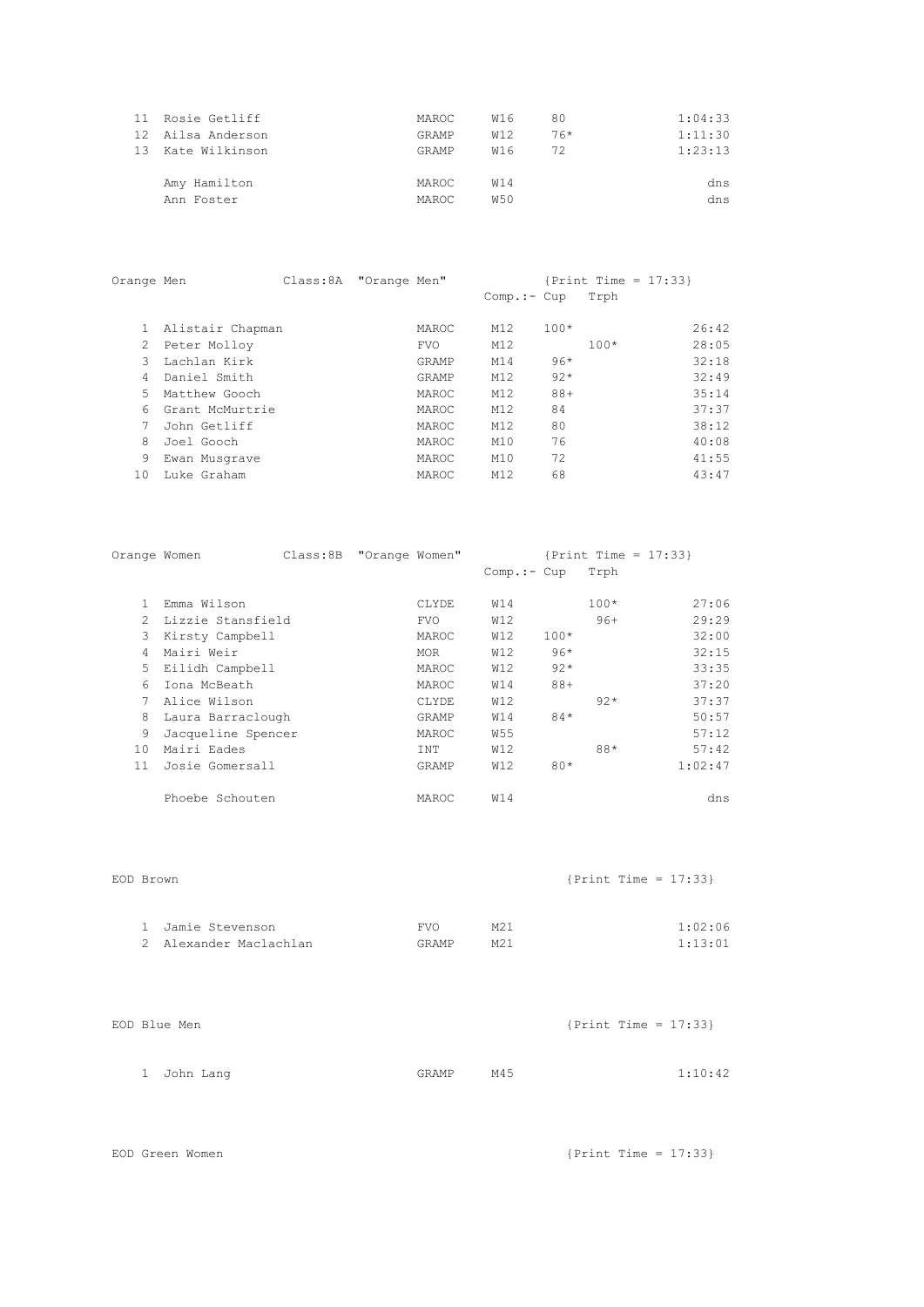| Pos | Name | Club | Class | Cup | Trph | Time |
|---|---|---|---|---|---|---|
| 11 | Rosie Getliff | MAROC | W16 | 80 | | 1:04:33 |
| 12 | Ailsa Anderson | GRAMP | W12 | 76* | | 1:11:30 |
| 13 | Kate Wilkinson | GRAMP | W16 | 72 | | 1:23:13 |
| | Amy Hamilton | MAROC | W14 | | | dns |
| | Ann Foster | MAROC | W50 | | | dns |

## Orange Men

Class:8A "Orange Men" {Print Time = 17:33}

| Pos | Name | Club | Class | Comp.:- Cup | Trph | Time |
|---|---|---|---|---|---|---|
| 1 | Alistair Chapman | MAROC | M12 | 100* | | 26:42 |
| 2 | Peter Molloy | FVO | M12 | | 100* | 28:05 |
| 3 | Lachlan Kirk | GRAMP | M14 | 96* | | 32:18 |
| 4 | Daniel Smith | GRAMP | M12 | 92* | | 32:49 |
| 5 | Matthew Gooch | MAROC | M12 | 88+ | | 35:14 |
| 6 | Grant McMurtrie | MAROC | M12 | 84 | | 37:37 |
| 7 | John Getliff | MAROC | M12 | 80 | | 38:12 |
| 8 | Joel Gooch | MAROC | M10 | 76 | | 40:08 |
| 9 | Ewan Musgrave | MAROC | M10 | 72 | | 41:55 |
| 10 | Luke Graham | MAROC | M12 | 68 | | 43:47 |

## Orange Women

Class:8B "Orange Women" {Print Time = 17:33}

| Pos | Name | Club | Class | Comp.:- Cup | Trph | Time |
|---|---|---|---|---|---|---|
| 1 | Emma Wilson | CLYDE | W14 | | 100* | 27:06 |
| 2 | Lizzie Stansfield | FVO | W12 | | 96+ | 29:29 |
| 3 | Kirsty Campbell | MAROC | W12 | 100* | | 32:00 |
| 4 | Mairi Weir | MOR | W12 | 96* | | 32:15 |
| 5 | Eilidh Campbell | MAROC | W12 | 92* | | 33:35 |
| 6 | Iona McBeath | MAROC | W14 | 88+ | | 37:20 |
| 7 | Alice Wilson | CLYDE | W12 | | 92* | 37:37 |
| 8 | Laura Barraclough | GRAMP | W14 | 84* | | 50:57 |
| 9 | Jacqueline Spencer | MAROC | W55 | | | 57:12 |
| 10 | Mairi Eades | INT | W12 | | 88* | 57:42 |
| 11 | Josie Gomersall | GRAMP | W12 | 80* | | 1:02:47 |
| | Phoebe Schouten | MAROC | W14 | | | dns |

## EOD Brown

{Print Time = 17:33}

| Pos | Name | Club | Class | Time |
|---|---|---|---|---|
| 1 | Jamie Stevenson | FVO | M21 | 1:02:06 |
| 2 | Alexander Maclachlan | GRAMP | M21 | 1:13:01 |

## EOD Blue Men

{Print Time = 17:33}

| Pos | Name | Club | Class | Time |
|---|---|---|---|---|
| 1 | John Lang | GRAMP | M45 | 1:10:42 |

## EOD Green Women

{Print Time = 17:33}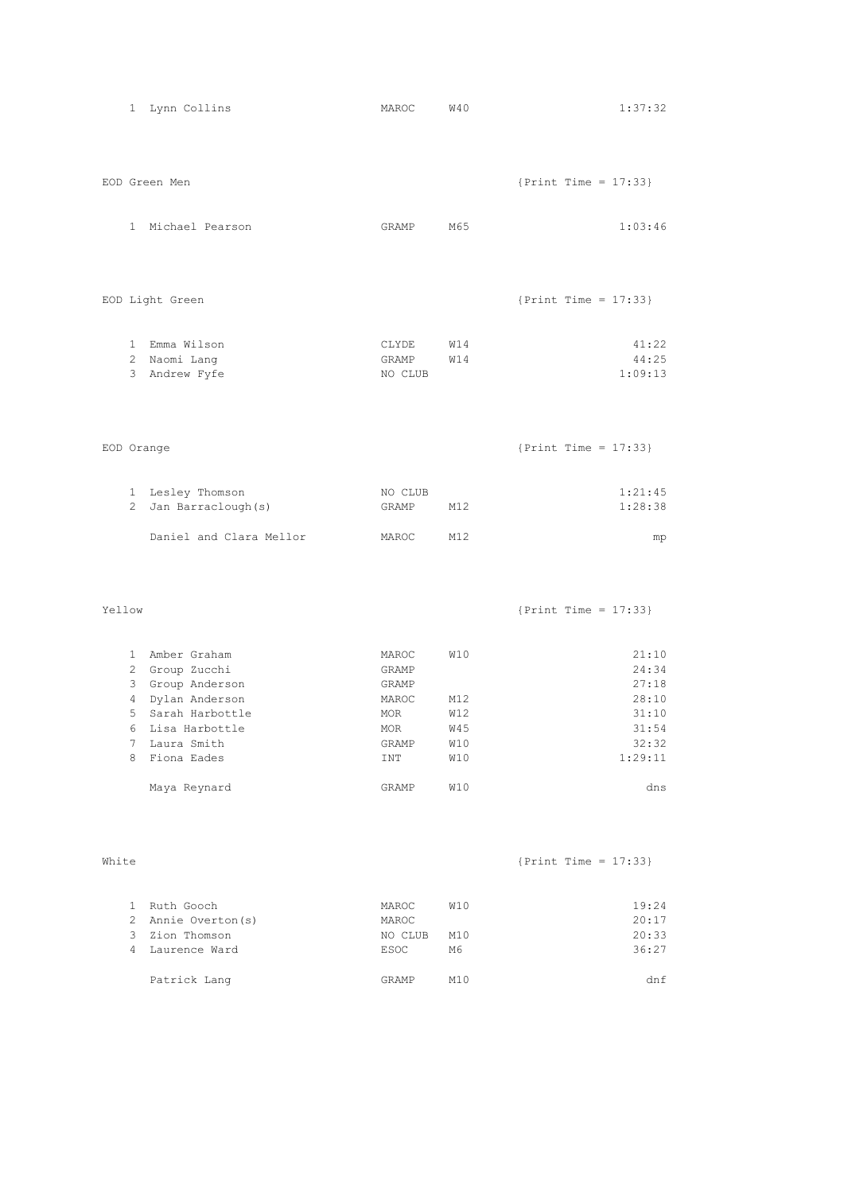| | | | | |
|---|---|---|---|---|
| 1 | Lynn Collins | MAROC | W40 | 1:37:32 |

## EOD Green Men

{Print Time = 17:33}

| | | | | |
|---|---|---|---|---|
| 1 | Michael Pearson | GRAMP | M65 | 1:03:46 |

## EOD Light Green

{Print Time = 17:33}

| | | | | |
|---|---|---|---|---|
| 1 | Emma Wilson | CLYDE | W14 | 41:22 |
| 2 | Naomi Lang | GRAMP | W14 | 44:25 |
| 3 | Andrew Fyfe | NO CLUB | | 1:09:13 |

## EOD Orange

{Print Time = 17:33}

| | | | | |
|---|---|---|---|---|
| 1 | Lesley Thomson | NO CLUB | | 1:21:45 |
| 2 | Jan Barraclough(s) | GRAMP | M12 | 1:28:38 |
| | Daniel and Clara Mellor | MAROC | M12 | mp |

## Yellow

{Print Time = 17:33}

| | | | | |
|---|---|---|---|---|
| 1 | Amber Graham | MAROC | W10 | 21:10 |
| 2 | Group Zucchi | GRAMP | | 24:34 |
| 3 | Group Anderson | GRAMP | | 27:18 |
| 4 | Dylan Anderson | MAROC | M12 | 28:10 |
| 5 | Sarah Harbottle | MOR | W12 | 31:10 |
| 6 | Lisa Harbottle | MOR | W45 | 31:54 |
| 7 | Laura Smith | GRAMP | W10 | 32:32 |
| 8 | Fiona Eades | INT | W10 | 1:29:11 |
| | Maya Reynard | GRAMP | W10 | dns |

## White

{Print Time = 17:33}

| | | | | |
|---|---|---|---|---|
| 1 | Ruth Gooch | MAROC | W10 | 19:24 |
| 2 | Annie Overton(s) | MAROC | | 20:17 |
| 3 | Zion Thomson | NO CLUB | M10 | 20:33 |
| 4 | Laurence Ward | ESOC | M6 | 36:27 |
| | Patrick Lang | GRAMP | M10 | dnf |